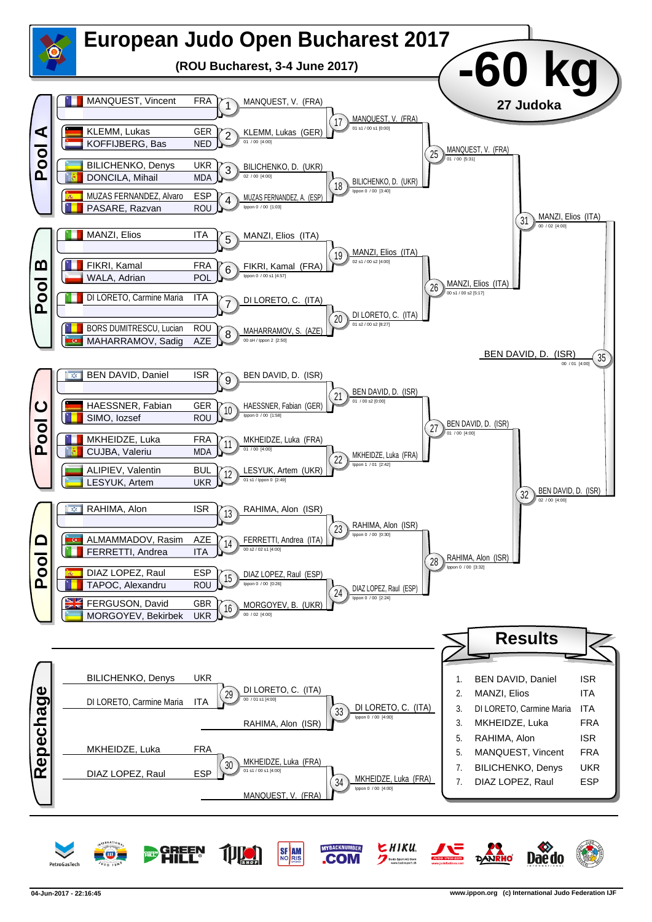# European Judo Open Bucharest 2017

**(ROU Bucharest, 3-4 June 2017)**

## -60 kg

**27 Judoka**

## Pool A

| Contest | Athletes | Winner | Score |
|---|---|---|---|
| 1 | MANQUEST, Vincent (FRA) | MANQUEST, V. (FRA) | |
| 2 | KLEMM, Lukas (GER) – KOFFIJBERG, Bas (NED) | KLEMM, Lukas (GER) | 01 / 00 [4:00] |
| 3 | BILICHENKO, Denys (UKR) – DONCILA, Mihail (MDA) | BILICHENKO, D. (UKR) | 02 / 00 [4:00] |
| 4 | MUZAS FERNANDEZ, Alvaro (ESP) – PASARE, Razvan (ROU) | MUZAS FERNANDEZ, A. (ESP) | Ippon 0 / 00 [1:03] |
| 17 | | MANQUEST, V. (FRA) | 01 s1 / 00 s1 [0:00] |
| 18 | | BILICHENKO, D. (UKR) | Ippon 0 / 00 [3:40] |
| 25 | | MANQUEST, V. (FRA) | 01 / 00 [5:31] |

## Pool B

| Contest | Athletes | Winner | Score |
|---|---|---|---|
| 5 | MANZI, Elios (ITA) | MANZI, Elios (ITA) | |
| 6 | FIKRI, Kamal (FRA) – WALA, Adrian (POL) | FIKRI, Kamal (FRA) | Ippon 0 / 00 s1 [4:57] |
| 7 | DI LORETO, Carmine Maria (ITA) | DI LORETO, C. (ITA) | |
| 8 | BORS DUMITRESCU, Lucian (ROU) – MAHARRAMOV, Sadig (AZE) | MAHARRAMOV, S. (AZE) | 00 sH / Ippon 2 [2:50] |
| 19 | | MANZI, Elios (ITA) | 02 s1 / 00 s2 [4:00] |
| 20 | | DI LORETO, C. (ITA) | 01 s2 / 00 s2 [8:27] |
| 26 | | MANZI, Elios (ITA) | 00 s1 / 00 s2 [5:17] |
| 31 | | MANZI, Elios (ITA) | 00 / 02 [4:00] |

## Pool C

| Contest | Athletes | Winner | Score |
|---|---|---|---|
| 9 | BEN DAVID, Daniel (ISR) | BEN DAVID, D. (ISR) | |
| 10 | HAESSNER, Fabian (GER) – SIMO, Iozsef (ROU) | HAESSNER, Fabian (GER) | Ippon 0 / 00 [1:58] |
| 11 | MKHEIDZE, Luka (FRA) – CUJBA, Valeriu (MDA) | MKHEIDZE, Luka (FRA) | 01 / 00 [4:00] |
| 12 | ALIPIEV, Valentin (BUL) – LESYUK, Artem (UKR) | LESYUK, Artem (UKR) | 01 s1 / Ippon 0 [2:49] |
| 21 | | BEN DAVID, D. (ISR) | 01 / 00 s2 [0:00] |
| 22 | | MKHEIDZE, Luka (FRA) | Ippon 1 / 01 [2:42] |
| 27 | | BEN DAVID, D. (ISR) | 01 / 00 [4:00] |

## Pool D

| Contest | Athletes | Winner | Score |
|---|---|---|---|
| 13 | RAHIMA, Alon (ISR) | RAHIMA, Alon (ISR) | |
| 14 | ALMAMMADOV, Rasim (AZE) – FERRETTI, Andrea (ITA) | FERRETTI, Andrea (ITA) | 00 s2 / 02 s1 [4:00] |
| 15 | DIAZ LOPEZ, Raul (ESP) – TAPOC, Alexandru (ROU) | DIAZ LOPEZ, Raul (ESP) | Ippon 0 / 00 [0:26] |
| 16 | FERGUSON, David (GBR) – MORGOYEV, Bekirbek (UKR) | MORGOYEV, B. (UKR) | 00 / 02 [4:00] |
| 23 | | RAHIMA, Alon (ISR) | Ippon 0 / 00 [0:30] |
| 24 | | DIAZ LOPEZ, Raul (ESP) | Ippon 0 / 00 [2:24] |
| 28 | | RAHIMA, Alon (ISR) | Ippon 0 / 00 [3:32] |
| 32 | | BEN DAVID, D. (ISR) | 02 / 00 [4:00] |

## Final

| Contest | Winner | Score |
|---|---|---|
| 35 | BEN DAVID, D. (ISR) | 00 / 01 [4:00] |

## Repechage

| Contest | Athletes | Winner | Score |
|---|---|---|---|
| 29 | BILICHENKO, Denys (UKR) – DI LORETO, Carmine Maria (ITA) | DI LORETO, C. (ITA) | 00 / 01 s1 [4:00] |
| 33 | DI LORETO, C. (ITA) – RAHIMA, Alon (ISR) | DI LORETO, C. (ITA) | Ippon 0 / 00 [4:00] |
| 30 | MKHEIDZE, Luka (FRA) – DIAZ LOPEZ, Raul (ESP) | MKHEIDZE, Luka (FRA) | 01 s1 / 00 s1 [4:00] |
| 34 | MKHEIDZE, Luka (FRA) – MANQUEST, V. (FRA) | MKHEIDZE, Luka (FRA) | Ippon 0 / 00 [4:00] |

## Results

| Place | Name | Country |
|---|---|---|
| 1. | BEN DAVID, Daniel | ISR |
| 2. | MANZI, Elios | ITA |
| 3. | DI LORETO, Carmine Maria | ITA |
| 3. | MKHEIDZE, Luka | FRA |
| 5. | RAHIMA, Alon | ISR |
| 5. | MANQUEST, Vincent | FRA |
| 7. | BILICHENKO, Denys | UKR |
| 7. | DIAZ LOPEZ, Raul | ESP |

04-Jun-2017 - 22:16:45 www.ippon.org (c) International Judo Federation IJF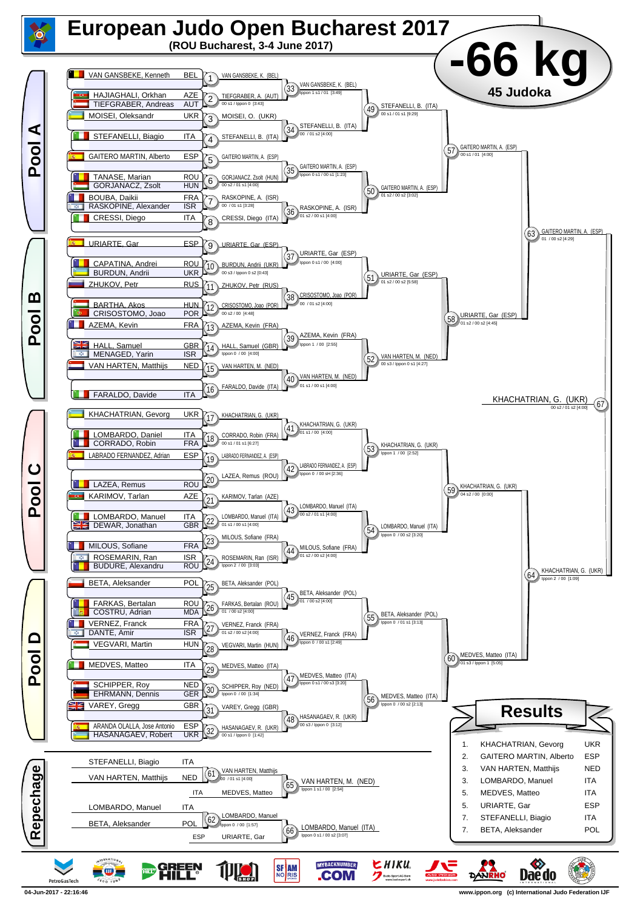# European Judo Open Bucharest 2017

**(ROU Bucharest, 3-4 June 2017)**

## -66 kg

**45 Judoka**

### Pool A

| Match | Athletes | Winner | Score |
|---|---|---|---|
| 1 | VAN GANSBEKE, Kenneth (BEL) | VAN GANSBEKE, K. (BEL) | |
| 2 | HAJIAGHALI, Orkhan (AZE) – TIEFGRABER, Andreas (AUT) | TIEFGRABER, A. (AUT) | 00 s1 / Ippon 0 [3:43] |
| 3 | MOISEI, Oleksandr (UKR) | MOISEI, O. (UKR) | |
| 4 | STEFANELLI, Biagio (ITA) | STEFANELLI, B. (ITA) | |
| 5 | GAITERO MARTIN, Alberto (ESP) | GAITERO MARTIN, A. (ESP) | |
| 6 | TANASE, Marian (ROU) – GORJANACZ, Zsolt (HUN) | GORJANACZ, Zsolt (HUN) | 00 s2 / 01 s1 [4:00] |
| 7 | BOUBA, Daikii (FRA) – RASKOPINE, Alexander (ISR) | RASKOPINE, A. (ISR) | 00 / 01 s1 [3:28] |
| 8 | CRESSI, Diego (ITA) | CRESSI, Diego (ITA) | |
| 33 | | VAN GANSBEKE, K. (BEL) | Ippon 1 s1 / 01 [3:49] |
| 34 | | STEFANELLI, B. (ITA) | 00 / 01 s2 [4:00] |
| 35 | | GAITERO MARTIN, A. (ESP) | Ippon 0 s1 / 00 s1 [1:23] |
| 36 | | RASKOPINE, A. (ISR) | 01 s2 / 00 s1 [4:00] |
| 49 | | STEFANELLI, B. (ITA) | 00 s1 / 01 s1 [9:29] |
| 50 | | GAITERO MARTIN, A. (ESP) | 01 s2 / 00 s2 [3:02] |
| 57 | | GAITERO MARTIN, A. (ESP) | 00 s1 / 01 [4:00] |

### Pool B

| Match | Athletes | Winner | Score |
|---|---|---|---|
| 9 | URIARTE, Gar (ESP) | URIARTE, Gar (ESP) | |
| 10 | CAPATINA, Andrei (ROU) – BURDUN, Andrii (UKR) | BURDUN, Andrii (UKR) | 00 s3 / Ippon 0 s2 [0:43] |
| 11 | ZHUKOV, Petr (RUS) | ZHUKOV, Petr (RUS) | |
| 12 | BARTHA, Akos (HUN) – CRISOSTOMO, Joao (POR) | CRISOSTOMO, Joao (POR) | 00 s2 / 00 [4:48] |
| 13 | AZEMA, Kevin (FRA) | AZEMA, Kevin (FRA) | |
| 14 | HALL, Samuel (GBR) – MENAGED, Yarin (ISR) | HALL, Samuel (GBR) | Ippon 0 / 00 [4:00] |
| 15 | VAN HARTEN, Matthijs (NED) | VAN HARTEN, M. (NED) | |
| 16 | FARALDO, Davide (ITA) | FARALDO, Davide (ITA) | |
| 37 | | URIARTE, Gar (ESP) | Ippon 0 s1 / 00 [4:00] |
| 38 | | CRISOSTOMO, Joao (POR) | 00 / 01 s2 [4:00] |
| 39 | | AZEMA, Kevin (FRA) | Ippon 1 / 00 [2:55] |
| 40 | | VAN HARTEN, M. (NED) | 01 s1 / 00 s1 [4:00] |
| 51 | | URIARTE, Gar (ESP) | 01 s2 / 00 s2 [5:58] |
| 52 | | VAN HARTEN, M. (NED) | 00 s3 / Ippon 0 s1 [4:27] |
| 58 | | URIARTE, Gar (ESP) | 01 s2 / 00 s2 [4:45] |

| Match | Winner | Score |
|---|---|---|
| 63 | GAITERO MARTIN, A. (ESP) | 01 / 00 s2 [4:29] |

### Pool C

| Match | Athletes | Winner | Score |
|---|---|---|---|
| 17 | KHACHATRIAN, Gevorg (UKR) | KHACHATRIAN, G. (UKR) | |
| 18 | LOMBARDO, Daniel (ITA) – CORRADO, Robin (FRA) | CORRADO, Robin (FRA) | 00 s1 / 01 s1 [6:27] |
| 19 | LABRADO FERNANDEZ, Adrian (ESP) | LABRADO FERNANDEZ, A. (ESP) | |
| 20 | LAZEA, Remus (ROU) | LAZEA, Remus (ROU) | |
| 21 | KARIMOV, Tarlan (AZE) | KARIMOV, Tarlan (AZE) | |
| 22 | LOMBARDO, Manuel (ITA) – DEWAR, Jonathan (GBR) | LOMBARDO, Manuel (ITA) | 01 s1 / 00 s1 [4:00] |
| 23 | MILOUS, Sofiane (FRA) | MILOUS, Sofiane (FRA) | |
| 24 | ROSEMARIN, Ran (ISR) – BUDURE, Alexandru (ROU) | ROSEMARIN, Ran (ISR) | Ippon 2 / 00 [3:03] |
| 41 | | KHACHATRIAN, G. (UKR) | 01 s1 / 00 [4:00] |
| 42 | | LABRADO FERNANDEZ, A. (ESP) | Ippon 0 / 00 sH [2:36] |
| 43 | | LOMBARDO, Manuel (ITA) | 00 s2 / 01 s1 [4:00] |
| 44 | | MILOUS, Sofiane (FRA) | 01 s2 / 00 s2 [4:00] |
| 53 | | KHACHATRIAN, G. (UKR) | Ippon 1 / 00 [2:52] |
| 54 | | LOMBARDO, Manuel (ITA) | Ippon 0 / 00 s2 [3:20] |
| 59 | | KHACHATRIAN, G. (UKR) | 04 s2 / 00 [0:00] |

### Pool D

| Match | Athletes | Winner | Score |
|---|---|---|---|
| 25 | BETA, Aleksander (POL) | BETA, Aleksander (POL) | |
| 26 | FARKAS, Bertalan (ROU) – COSTRU, Adrian (MDA) | FARKAS, Bertalan (ROU) | 01 / 00 s2 [4:00] |
| 27 | VERNEZ, Franck (FRA) – DANTE, Amir (ISR) | VERNEZ, Franck (FRA) | 01 s2 / 00 s2 [4:00] |
| 28 | VEGVARI, Martin (HUN) | VEGVARI, Martin (HUN) | |
| 29 | MEDVES, Matteo (ITA) | MEDVES, Matteo (ITA) | |
| 30 | SCHIPPER, Roy (NED) – EHRMANN, Dennis (GER) | SCHIPPER, Roy (NED) | Ippon 0 / 00 [1:34] |
| 31 | VAREY, Gregg (GBR) | VAREY, Gregg (GBR) | |
| 32 | ARANDA OLALLA, Jose Antonio (ESP) – HASANAGAEV, Robert (UKR) | HASANAGAEV, R. (UKR) | 00 s1 / Ippon 0 [1:42] |
| 45 | | BETA, Aleksander (POL) | 01 / 00 s2 [4:00] |
| 46 | | VERNEZ, Franck (FRA) | Ippon 0 / 00 s1 [2:49] |
| 47 | | MEDVES, Matteo (ITA) | Ippon 0 s1 / 00 s3 [3:20] |
| 48 | | HASANAGAEV, R. (UKR) | 00 s3 / Ippon 0 [3:12] |
| 55 | | BETA, Aleksander (POL) | Ippon 0 / 01 s1 [3:13] |
| 56 | | MEDVES, Matteo (ITA) | Ippon 0 / 00 s2 [2:13] |
| 60 | | MEDVES, Matteo (ITA) | 01 s3 / Ippon 1 [5:05] |

| Match | Winner | Score |
|---|---|---|
| 64 | KHACHATRIAN, G. (UKR) | Ippon 2 / 00 [1:09] |

### Final

| Match | Winner | Score |
|---|---|---|
| 67 | KHACHATRIAN, G. (UKR) | 00 s2 / 01 s2 [4:00] |

### Repechage

| Match | Athletes | Winner | Score |
|---|---|---|---|
| 61 | STEFANELLI, Biagio (ITA) – VAN HARTEN, Matthijs (NED) | VAN HARTEN, Matthijs | 00 / 01 s1 [4:00] |
| 65 | VAN HARTEN, Matthijs – MEDVES, Matteo (ITA) | VAN HARTEN, M. (NED) | Ippon 1 s1 / 00 [2:54] |
| 62 | LOMBARDO, Manuel (ITA) – BETA, Aleksander (POL) | LOMBARDO, Manuel | Ippon 0 / 00 [1:57] |
| 66 | LOMBARDO, Manuel – URIARTE, Gar (ESP) | LOMBARDO, Manuel (ITA) | Ippon 0 s1 / 00 s2 [3:07] |

### Results

| Place | Name | Nation |
|---|---|---|
| 1. | KHACHATRIAN, Gevorg | UKR |
| 2. | GAITERO MARTIN, Alberto | ESP |
| 3. | VAN HARTEN, Matthijs | NED |
| 3. | LOMBARDO, Manuel | ITA |
| 5. | MEDVES, Matteo | ITA |
| 5. | URIARTE, Gar | ESP |
| 7. | STEFANELLI, Biagio | ITA |
| 7. | BETA, Aleksander | POL |

04-Jun-2017 - 22:16:46 — www.ippon.org (c) International Judo Federation IJF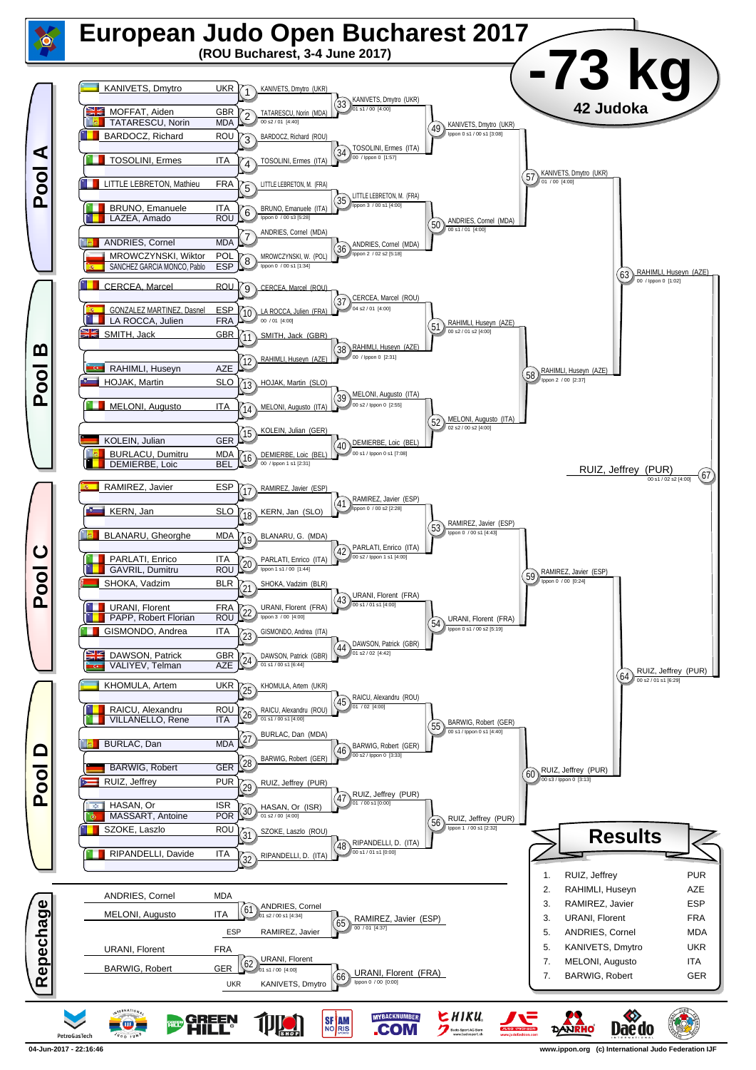# European Judo Open Bucharest 2017

**(ROU Bucharest, 3-4 June 2017)**

## -73 kg

**42 Judoka**

### Pool A

| Athlete | Country |
|---|---|
| KANIVETS, Dmytro | UKR |
| MOFFAT, Aiden | GBR |
| TATARESCU, Norin | MDA |
| BARDOCZ, Richard | ROU |
| TOSOLINI, Ermes | ITA |
| LITTLE LEBRETON, Mathieu | FRA |
| BRUNO, Emanuele | ITA |
| LAZEA, Amado | ROU |
| ANDRIES, Cornel | MDA |
| MROWCZYNSKI, Wiktor | POL |
| SANCHEZ GARCIA MONCO, Pablo | ESP |

- 1: KANIVETS, Dmytro (UKR)
- 2: TATARESCU, Norin (MDA) — 00 s2 / 01 [4:40]
- 3: BARDOCZ, Richard (ROU)
- 4: TOSOLINI, Ermes (ITA)
- 5: LITTLE LEBRETON, M. (FRA)
- 6: BRUNO, Emanuele (ITA) — Ippon 0 / 00 s3 [5:28]
- 7: ANDRIES, Cornel (MDA)
- 8: MROWCZYNSKI, W. (POL) — Ippon 0 / 00 s1 [1:34]
- 33: KANIVETS, Dmytro (UKR) — 01 s1 / 00 [4:00]
- 34: TOSOLINI, Ermes (ITA) — 00 / Ippon 0 [1:57]
- 35: LITTLE LEBRETON, M. (FRA) — Ippon 3 / 00 s1 [4:00]
- 36: ANDRIES, Cornel (MDA) — Ippon 2 / 02 s2 [5:18]
- 49: KANIVETS, Dmytro (UKR) — Ippon 0 s1 / 00 s1 [3:08]
- 50: ANDRIES, Cornel (MDA) — 00 s1 / 01 [4:00]
- 57: KANIVETS, Dmytro (UKR) — 01 / 00 [4:00]

### Pool B

| Athlete | Country |
|---|---|
| CERCEA, Marcel | ROU |
| GONZALEZ MARTINEZ, Dasnel | ESP |
| LA ROCCA, Julien | FRA |
| SMITH, Jack | GBR |
| RAHIMLI, Huseyn | AZE |
| HOJAK, Martin | SLO |
| MELONI, Augusto | ITA |
| KOLEIN, Julian | GER |
| BURLACU, Dumitru | MDA |
| DEMIERBE, Loic | BEL |

- 9: CERCEA, Marcel (ROU)
- 10: LA ROCCA, Julien (FRA) — 00 / 01 [4:00]
- 11: SMITH, Jack (GBR)
- 12: RAHIMLI, Huseyn (AZE)
- 13: HOJAK, Martin (SLO)
- 14: MELONI, Augusto (ITA)
- 15: KOLEIN, Julian (GER)
- 16: DEMIERBE, Loic (BEL) — 00 / Ippon 1 s1 [2:31]
- 37: CERCEA, Marcel (ROU) — 04 s2 / 01 [4:00]
- 38: RAHIMLI, Huseyn (AZE) — 00 / Ippon 0 [2:31]
- 39: MELONI, Augusto (ITA) — 00 s2 / Ippon 0 [2:55]
- 40: DEMIERBE, Loic (BEL) — 00 s1 / Ippon 0 s1 [7:08]
- 51: RAHIMLI, Huseyn (AZE) — 00 s2 / 01 s2 [4:00]
- 52: MELONI, Augusto (ITA) — 02 s2 / 00 s2 [4:00]
- 58: RAHIMLI, Huseyn (AZE) — Ippon 2 / 00 [2:37]
- 63: RAHIMLI, Huseyn (AZE) — 00 / Ippon 0 [1:02]

### Pool C

| Athlete | Country |
|---|---|
| RAMIREZ, Javier | ESP |
| KERN, Jan | SLO |
| BLANARU, Gheorghe | MDA |
| PARLATI, Enrico | ITA |
| GAVRIL, Dumitru | ROU |
| SHOKA, Vadzim | BLR |
| URANI, Florent | FRA |
| PAPP, Robert Florian | ROU |
| GISMONDO, Andrea | ITA |
| DAWSON, Patrick | GBR |
| VALIYEV, Telman | AZE |

- 17: RAMIREZ, Javier (ESP)
- 18: KERN, Jan (SLO)
- 19: BLANARU, G. (MDA)
- 20: PARLATI, Enrico (ITA) — Ippon 1 s1 / 00 [1:44]
- 21: SHOKA, Vadzim (BLR)
- 22: URANI, Florent (FRA) — Ippon 3 / 00 [4:00]
- 23: GISMONDO, Andrea (ITA)
- 24: DAWSON, Patrick (GBR) — 01 s1 / 00 s1 [6:44]
- 41: RAMIREZ, Javier (ESP) — Ippon 0 / 00 s2 [2:28]
- 42: PARLATI, Enrico (ITA) — 00 s2 / Ippon 1 s1 [4:00]
- 43: URANI, Florent (FRA) — 00 s1 / 01 s1 [4:00]
- 44: DAWSON, Patrick (GBR) — 01 s2 / 02 [4:42]
- 53: RAMIREZ, Javier (ESP) — Ippon 0 / 00 s1 [4:43]
- 54: URANI, Florent (FRA) — Ippon 0 s1 / 00 s2 [5:19]
- 59: RAMIREZ, Javier (ESP) — Ippon 0 / 00 [0:24]

### Pool D

| Athlete | Country |
|---|---|
| KHOMULA, Artem | UKR |
| RAICU, Alexandru | ROU |
| VILLANELLO, Rene | ITA |
| BURLAC, Dan | MDA |
| BARWIG, Robert | GER |
| RUIZ, Jeffrey | PUR |
| HASAN, Or | ISR |
| MASSART, Antoine | POR |
| SZOKE, Laszlo | ROU |
| RIPANDELLI, Davide | ITA |

- 25: KHOMULA, Artem (UKR)
- 26: RAICU, Alexandru (ROU) — 01 s1 / 00 s1 [4:00]
- 27: BURLAC, Dan (MDA)
- 28: BARWIG, Robert (GER)
- 29: RUIZ, Jeffrey (PUR)
- 30: HASAN, Or (ISR) — 01 s2 / 00 [4:00]
- 31: SZOKE, Laszlo (ROU)
- 32: RIPANDELLI, D. (ITA)
- 45: RAICU, Alexandru (ROU) — 01 / 02 [4:00]
- 46: BARWIG, Robert (GER) — 00 s2 / Ippon 0 [3:33]
- 47: RUIZ, Jeffrey (PUR) — 01 / 00 s1 [0:00]
- 48: RIPANDELLI, D. (ITA) — 00 s1 / 01 s1 [0:00]
- 55: BARWIG, Robert (GER) — 00 s1 / Ippon 0 s1 [4:40]
- 56: RUIZ, Jeffrey (PUR) — Ippon 1 / 00 s1 [2:32]
- 60: RUIZ, Jeffrey (PUR) — 00 s3 / Ippon 0 [3:13]
- 64: RUIZ, Jeffrey (PUR) — 00 s2 / 01 s1 [6:29]

### Final

- 67: RUIZ, Jeffrey (PUR) — 00 s1 / 02 s2 [4:00]

### Repechage

- ANDRIES, Cornel (MDA) vs MELONI, Augusto (ITA)
- 61: ANDRIES, Cornel — 01 s2 / 00 s1 [4:34]
- ESP: RAMIREZ, Javier
- 65: RAMIREZ, Javier (ESP) — 00 / 01 [4:37]
- URANI, Florent (FRA) vs BARWIG, Robert (GER)
- 62: URANI, Florent — 01 s1 / 00 [4:00]
- UKR: KANIVETS, Dmytro
- 66: URANI, Florent (FRA) — Ippon 0 / 00 [0:00]

### Results

| Rank | Name | Country |
|---|---|---|
| 1. | RUIZ, Jeffrey | PUR |
| 2. | RAHIMLI, Huseyn | AZE |
| 3. | RAMIREZ, Javier | ESP |
| 3. | URANI, Florent | FRA |
| 5. | ANDRIES, Cornel | MDA |
| 5. | KANIVETS, Dmytro | UKR |
| 7. | MELONI, Augusto | ITA |
| 7. | BARWIG, Robert | GER |

04-Jun-2017 - 22:16:46 — www.ippon.org (c) International Judo Federation IJF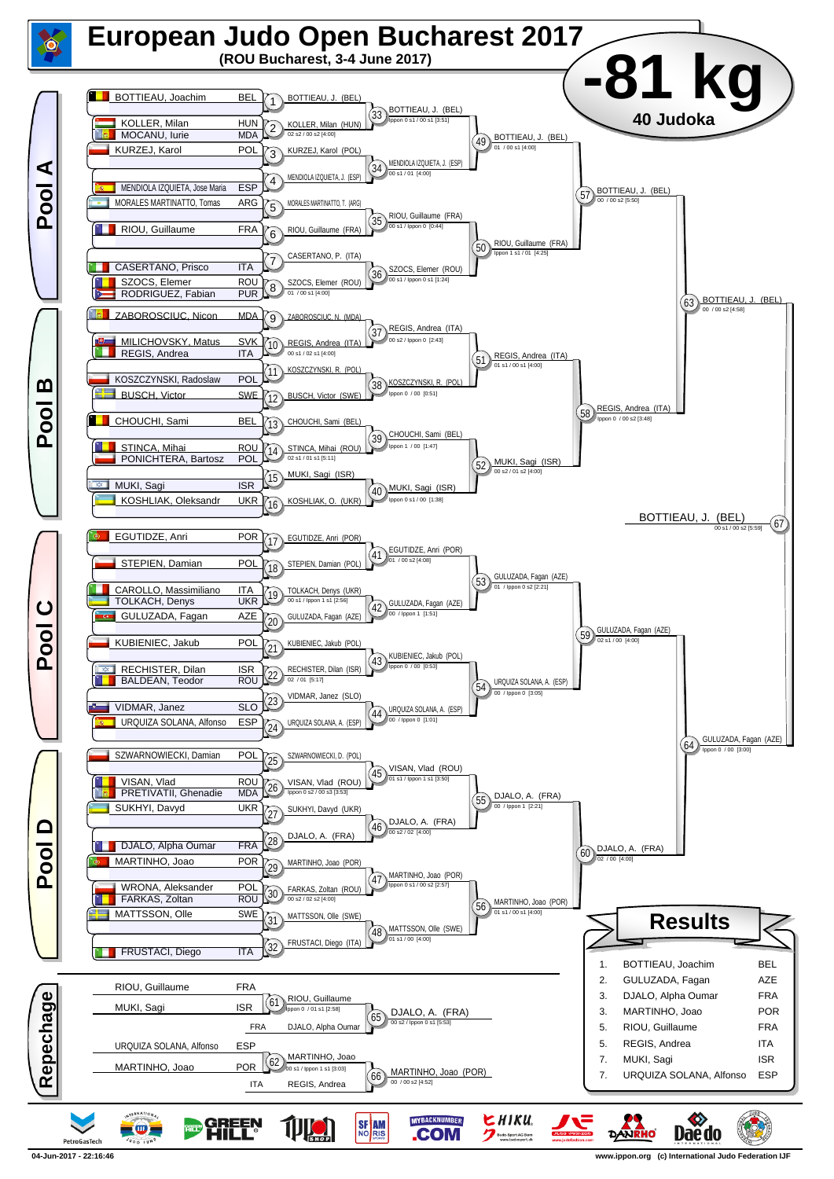# European Judo Open Bucharest 2017

**(ROU Bucharest, 3-4 June 2017)**

## -81 kg

**40 Judoka**

## Pool A

| Athlete | Nation |
|---|---|
| BOTTIEAU, Joachim | BEL |
| KOLLER, Milan | HUN |
| MOCANU, Iurie | MDA |
| KURZEJ, Karol | POL |
| MENDIOLA IZQUIETA, Jose Maria | ESP |
| MORALES MARTINATTO, Tomas | ARG |
| RIOU, Guillaume | FRA |
| CASERTANO, Prisco | ITA |
| SZOCS, Elemer | ROU |
| RODRIGUEZ, Fabian | PUR |

- 1: BOTTIEAU, J. (BEL)
- 2: KOLLER, Milan (HUN) — 02 s2 / 00 s2 [4:00]
- 3: KURZEJ, Karol (POL)
- 4: MENDIOLA IZQUIETA, J. (ESP)
- 5: MORALES MARTINATTO, T. (ARG)
- 6: RIOU, Guillaume (FRA)
- 7: CASERTANO, P. (ITA)
- 8: SZOCS, Elemer (ROU) — 01 / 00 s1 [4:00]
- 33: BOTTIEAU, J. (BEL) — Ippon 0 s1 / 00 s1 [3:51]
- 34: MENDIOLA IZQUIETA, J. (ESP) — 00 s1 / 01 [4:00]
- 35: RIOU, Guillaume (FRA) — 00 s1 / Ippon 0 [0:44]
- 36: SZOCS, Elemer (ROU) — 00 s1 / Ippon 0 s1 [1:24]
- 49: BOTTIEAU, J. (BEL) — 01 / 00 s1 [4:00]
- 50: RIOU, Guillaume (FRA) — Ippon 1 s1 / 01 [4:25]
- 57: BOTTIEAU, J. (BEL) — 00 / 00 s2 [5:50]

## Pool B

| Athlete | Nation |
|---|---|
| ZABOROSCIUC, Nicon | MDA |
| MILICHOVSKY, Matus | SVK |
| REGIS, Andrea | ITA |
| KOSZCZYNSKI, Radoslaw | POL |
| BUSCH, Victor | SWE |
| CHOUCHI, Sami | BEL |
| STINCA, Mihai | ROU |
| PONICHTERA, Bartosz | POL |
| MUKI, Sagi | ISR |
| KOSHLIAK, Oleksandr | UKR |

- 9: ZABOROSCIUC, N. (MDA)
- 10: REGIS, Andrea (ITA) — 00 s1 / 02 s1 [4:00]
- 11: KOSZCZYNSKI, R. (POL)
- 12: BUSCH, Victor (SWE)
- 13: CHOUCHI, Sami (BEL)
- 14: STINCA, Mihai (ROU) — 02 s1 / 01 s1 [5:11]
- 15: MUKI, Sagi (ISR)
- 16: KOSHLIAK, O. (UKR)
- 37: REGIS, Andrea (ITA) — 00 s2 / Ippon 0 [2:43]
- 38: KOSZCZYNSKI, R. (POL) — Ippon 0 / 00 [0:51]
- 39: CHOUCHI, Sami (BEL) — Ippon 1 / 00 [1:47]
- 40: MUKI, Sagi (ISR) — Ippon 0 s1 / 00 [1:38]
- 51: REGIS, Andrea (ITA) — 01 s1 / 00 s1 [4:00]
- 52: MUKI, Sagi (ISR) — 00 s2 / 01 s2 [4:00]
- 58: REGIS, Andrea (ITA) — Ippon 0 / 00 s2 [3:48]
- 63: BOTTIEAU, J. (BEL) — 00 / 00 s2 [4:58]

## Final

- 67: BOTTIEAU, J. (BEL) — 00 s1 / 00 s2 [5:59]

## Pool C

| Athlete | Nation |
|---|---|
| EGUTIDZE, Anri | POR |
| STEPIEN, Damian | POL |
| CAROLLO, Massimiliano | ITA |
| TOLKACH, Denys | UKR |
| GULUZADA, Fagan | AZE |
| KUBIENIEC, Jakub | POL |
| RECHISTER, Dilan | ISR |
| BALDEAN, Teodor | ROU |
| VIDMAR, Janez | SLO |
| URQUIZA SOLANA, Alfonso | ESP |

- 17: EGUTIDZE, Anri (POR)
- 18: STEPIEN, Damian (POL)
- 19: TOLKACH, Denys (UKR) — 00 s1 / Ippon 1 s1 [2:56]
- 20: GULUZADA, Fagan (AZE)
- 21: KUBIENIEC, Jakub (POL)
- 22: RECHISTER, Dilan (ISR) — 02 / 01 [5:17]
- 23: VIDMAR, Janez (SLO)
- 24: URQUIZA SOLANA, A. (ESP)
- 41: EGUTIDZE, Anri (POR) — 01 / 00 s2 [4:08]
- 42: GULUZADA, Fagan (AZE) — 00 / Ippon 1 [1:51]
- 43: KUBIENIEC, Jakub (POL) — Ippon 0 / 00 [0:53]
- 44: URQUIZA SOLANA, A. (ESP) — 00 / Ippon 0 [1:01]
- 53: GULUZADA, Fagan (AZE) — 01 / Ippon 0 s2 [2:21]
- 54: URQUIZA SOLANA, A. (ESP) — 00 / Ippon 0 [3:05]
- 59: GULUZADA, Fagan (AZE) — 02 s1 / 00 [4:00]
- 64: GULUZADA, Fagan (AZE) — Ippon 0 / 00 [3:00]

## Pool D

| Athlete | Nation |
|---|---|
| SZWARNOWIECKI, Damian | POL |
| VISAN, Vlad | ROU |
| PRETIVATII, Ghenadie | MDA |
| SUKHYI, Davyd | UKR |
| DJALO, Alpha Oumar | FRA |
| MARTINHO, Joao | POR |
| WRONA, Aleksander | POL |
| FARKAS, Zoltan | ROU |
| MATTSSON, Olle | SWE |
| FRUSTACI, Diego | ITA |

- 25: SZWARNOWIECKI, D. (POL)
- 26: VISAN, Vlad (ROU) — Ippon 0 s2 / 00 s3 [3:53]
- 27: SUKHYI, Davyd (UKR)
- 28: DJALO, A. (FRA)
- 29: MARTINHO, Joao (POR)
- 30: FARKAS, Zoltan (ROU) — 00 s2 / 02 s2 [4:00]
- 31: MATTSSON, Olle (SWE)
- 32: FRUSTACI, Diego (ITA)
- 45: VISAN, Vlad (ROU) — 01 s1 / Ippon 1 s1 [3:50]
- 46: DJALO, A. (FRA) — 00 s2 / 02 [4:00]
- 47: MARTINHO, Joao (POR) — Ippon 0 s1 / 00 s2 [2:57]
- 48: MATTSSON, Olle (SWE) — 01 s1 / 00 [4:00]
- 55: DJALO, A. (FRA) — 00 / Ippon 1 [2:21]
- 56: MARTINHO, Joao (POR) — 01 s1 / 00 s1 [4:00]
- 60: DJALO, A. (FRA) — 02 / 00 [4:00]

## Repechage

- RIOU, Guillaume (FRA) vs MUKI, Sagi (ISR) — 61: RIOU, Guillaume — Ippon 0 / 01 s1 [2:58]
- 65: DJALO, A. (FRA) vs RIOU, Guillaume — 00 s2 / Ippon 0 s1 [5:53]
- URQUIZA SOLANA, Alfonso (ESP) vs MARTINHO, Joao (POR) — 62: MARTINHO, Joao — 00 s1 / Ippon 1 s1 [3:03]
- 66: MARTINHO, Joao (POR) vs REGIS, Andrea (ITA) — 00 / 00 s2 [4:52]

## Results

| Place | Athlete | Nation |
|---|---|---|
| 1. | BOTTIEAU, Joachim | BEL |
| 2. | GULUZADA, Fagan | AZE |
| 3. | DJALO, Alpha Oumar | FRA |
| 3. | MARTINHO, Joao | POR |
| 5. | RIOU, Guillaume | FRA |
| 5. | REGIS, Andrea | ITA |
| 7. | MUKI, Sagi | ISR |
| 7. | URQUIZA SOLANA, Alfonso | ESP |

04-Jun-2017 - 22:16:46

www.ippon.org (c) International Judo Federation IJF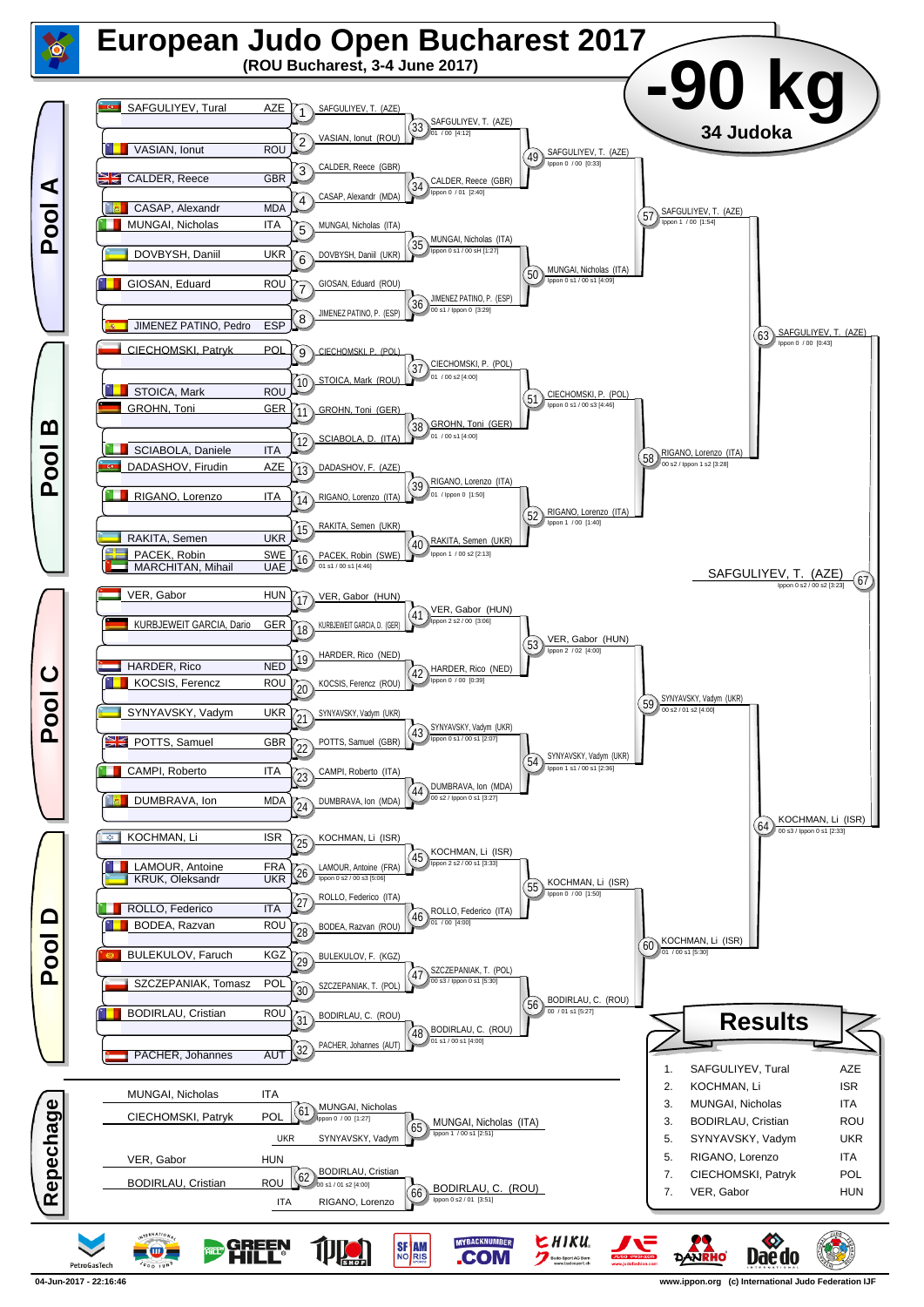# European Judo Open Bucharest 2017

**(ROU Bucharest, 3-4 June 2017)**

## -90 kg

**34 Judoka**

### Pool A

| Athlete | Nation |
|---|---|
| SAFGULIYEV, Tural | AZE |
| VASIAN, Ionut | ROU |
| CALDER, Reece | GBR |
| CASAP, Alexandr | MDA |
| MUNGAI, Nicholas | ITA |
| DOVBYSH, Daniil | UKR |
| GIOSAN, Eduard | ROU |
| JIMENEZ PATINO, Pedro | ESP |

- (1) SAFGULIYEV, T. (AZE)
- (2) VASIAN, Ionut (ROU)
- (3) CALDER, Reece (GBR)
- (4) CASAP, Alexandr (MDA)
- (5) MUNGAI, Nicholas (ITA)
- (6) DOVBYSH, Daniil (UKR)
- (7) GIOSAN, Eduard (ROU)
- (8) JIMENEZ PATINO, P. (ESP)
- (33) SAFGULIYEV, T. (AZE) — 01 / 00 [4:12]
- (34) CALDER, Reece (GBR) — Ippon 0 / 01 [2:40]
- (35) MUNGAI, Nicholas (ITA) — Ippon 0 s1 / 00 sH [1:27]
- (36) JIMENEZ PATINO, P. (ESP) — 00 s1 / Ippon 0 [3:29]
- (49) SAFGULIYEV, T. (AZE) — Ippon 0 / 00 [0:33]
- (50) MUNGAI, Nicholas (ITA) — Ippon 0 s1 / 00 s1 [4:09]
- (57) SAFGULIYEV, T. (AZE) — Ippon 1 / 00 [1:54]

### Pool B

| Athlete | Nation |
|---|---|
| CIECHOMSKI, Patryk | POL |
| STOICA, Mark | ROU |
| GROHN, Toni | GER |
| SCIABOLA, Daniele | ITA |
| DADASHOV, Firudin | AZE |
| RIGANO, Lorenzo | ITA |
| RAKITA, Semen | UKR |
| PACEK, Robin | SWE |
| MARCHITAN, Mihail | UAE |

- (9) CIECHOMSKI, P. (POL)
- (10) STOICA, Mark (ROU)
- (11) GROHN, Toni (GER)
- (12) SCIABOLA, D. (ITA)
- (13) DADASHOV, F. (AZE)
- (14) RIGANO, Lorenzo (ITA)
- (15) RAKITA, Semen (UKR)
- (16) PACEK, Robin (SWE) — 01 s1 / 00 s1 [4:46]
- (37) CIECHOMSKI, P. (POL) — 01 / 00 s2 [4:00]
- (38) GROHN, Toni (GER) — 01 / 00 s1 [4:00]
- (39) RIGANO, Lorenzo (ITA) — 01 / Ippon 0 [1:50]
- (40) RAKITA, Semen (UKR) — Ippon 1 / 00 s2 [2:13]
- (51) CIECHOMSKI, P. (POL) — Ippon 0 s1 / 00 s3 [4:46]
- (52) RIGANO, Lorenzo (ITA) — Ippon 1 / 00 [1:40]
- (58) RIGANO, Lorenzo (ITA) — 00 s2 / Ippon 1 s2 [3:28]

- (63) SAFGULIYEV, T. (AZE) — Ippon 0 / 00 [0:43]

### Final

- (67) SAFGULIYEV, T. (AZE) — Ippon 0 s2 / 00 s2 [3:23]

### Pool C

| Athlete | Nation |
|---|---|
| VER, Gabor | HUN |
| KURBJEWEIT GARCIA, Dario | GER |
| HARDER, Rico | NED |
| KOCSIS, Ferencz | ROU |
| SYNYAVSKY, Vadym | UKR |
| POTTS, Samuel | GBR |
| CAMPI, Roberto | ITA |
| DUMBRAVA, Ion | MDA |

- (17) VER, Gabor (HUN)
- (18) KURBJEWEIT GARCIA, D. (GER)
- (19) HARDER, Rico (NED)
- (20) KOCSIS, Ferencz (ROU)
- (21) SYNYAVSKY, Vadym (UKR)
- (22) POTTS, Samuel (GBR)
- (23) CAMPI, Roberto (ITA)
- (24) DUMBRAVA, Ion (MDA)
- (41) VER, Gabor (HUN) — Ippon 2 s2 / 00 [3:06]
- (42) HARDER, Rico (NED) — Ippon 0 / 00 [0:39]
- (43) SYNYAVSKY, Vadym (UKR) — Ippon 0 s1 / 00 s1 [2:07]
- (44) DUMBRAVA, Ion (MDA) — 00 s2 / Ippon 0 s1 [3:27]
- (53) VER, Gabor (HUN) — Ippon 2 / 02 [4:00]
- (54) SYNYAVSKY, Vadym (UKR) — Ippon 1 s1 / 00 s1 [2:36]
- (59) SYNYAVSKY, Vadym (UKR) — 00 s2 / 01 s2 [4:00]

### Pool D

| Athlete | Nation |
|---|---|
| KOCHMAN, Li | ISR |
| LAMOUR, Antoine | FRA |
| KRUK, Oleksandr | UKR |
| ROLLO, Federico | ITA |
| BODEA, Razvan | ROU |
| BULEKULOV, Faruch | KGZ |
| SZCZEPANIAK, Tomasz | POL |
| BODIRLAU, Cristian | ROU |
| PACHER, Johannes | AUT |

- (25) KOCHMAN, Li (ISR)
- (26) LAMOUR, Antoine (FRA) — Ippon 0 s2 / 00 s3 [5:06]
- (27) ROLLO, Federico (ITA)
- (28) BODEA, Razvan (ROU)
- (29) BULEKULOV, F. (KGZ)
- (30) SZCZEPANIAK, T. (POL)
- (31) BODIRLAU, C. (ROU)
- (32) PACHER, Johannes (AUT)
- (45) KOCHMAN, Li (ISR) — Ippon 2 s2 / 00 s1 [3:33]
- (46) ROLLO, Federico (ITA) — 01 / 00 [4:00]
- (47) SZCZEPANIAK, T. (POL) — 00 s3 / Ippon 0 s1 [5:30]
- (48) BODIRLAU, C. (ROU) — 01 s1 / 00 s1 [4:00]
- (55) KOCHMAN, Li (ISR) — Ippon 0 / 00 [1:50]
- (56) BODIRLAU, C. (ROU) — 00 / 01 s1 [5:27]
- (60) KOCHMAN, Li (ISR) — 01 / 00 s1 [5:30]

- (64) KOCHMAN, Li (ISR) — 00 s3 / Ippon 0 s1 [2:33]

### Repechage

- (61) MUNGAI, Nicholas (ITA) vs CIECHOMSKI, Patryk (POL) → MUNGAI, Nicholas — Ippon 0 / 00 [1:27]
- (65) MUNGAI, Nicholas (ITA) vs SYNYAVSKY, Vadym (UKR) → MUNGAI, Nicholas (ITA) — Ippon 1 / 00 s1 [2:51]
- (62) VER, Gabor (HUN) vs BODIRLAU, Cristian (ROU) → BODIRLAU, Cristian — 00 s1 / 01 s2 [4:00]
- (66) BODIRLAU, Cristian (ROU) vs RIGANO, Lorenzo (ITA) → BODIRLAU, C. (ROU) — Ippon 0 s2 / 01 [3:51]

### Results

| Rank | Athlete | Nation |
|---|---|---|
| 1. | SAFGULIYEV, Tural | AZE |
| 2. | KOCHMAN, Li | ISR |
| 3. | MUNGAI, Nicholas | ITA |
| 3. | BODIRLAU, Cristian | ROU |
| 5. | SYNYAVSKY, Vadym | UKR |
| 5. | RIGANO, Lorenzo | ITA |
| 7. | CIECHOMSKI, Patryk | POL |
| 7. | VER, Gabor | HUN |

04-Jun-2017 - 22:16:46

www.ippon.org (c) International Judo Federation IJF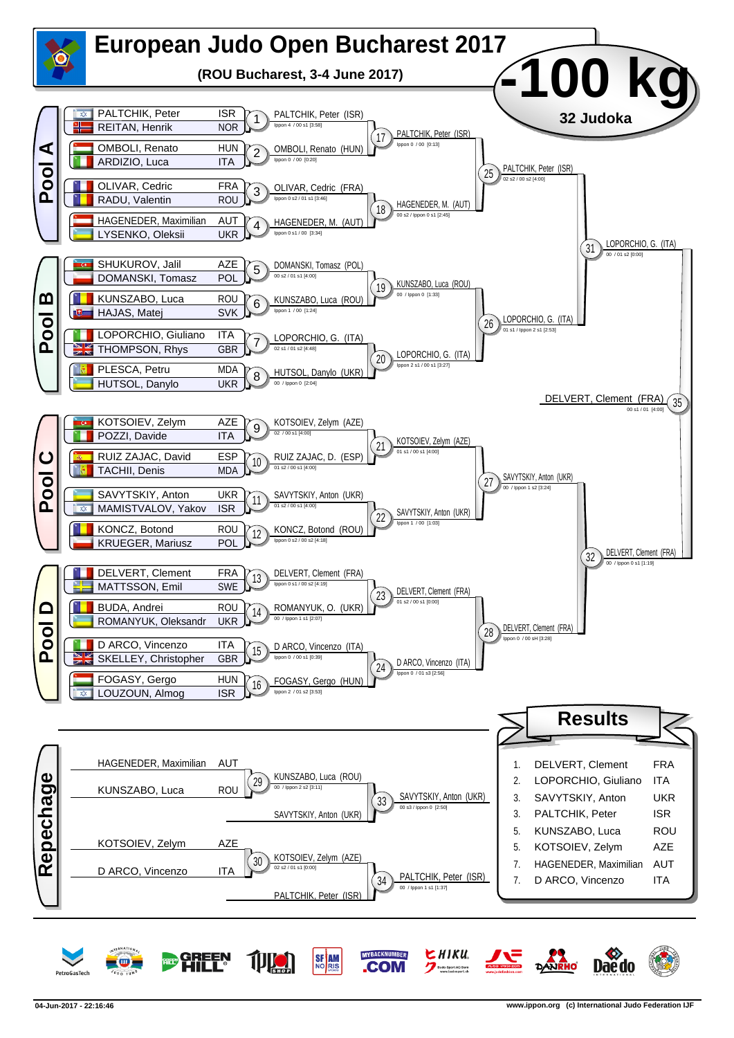# European Judo Open Bucharest 2017

**(ROU Bucharest, 3-4 June 2017)**

## -100 kg

**32 Judoka**

## Pool A

| Athlete | Nation |
|---|---|
| PALTCHIK, Peter | ISR |
| REITAN, Henrik | NOR |
| OMBOLI, Renato | HUN |
| ARDIZIO, Luca | ITA |
| OLIVAR, Cedric | FRA |
| RADU, Valentin | ROU |
| HAGENEDER, Maximilian | AUT |
| LYSENKO, Oleksii | UKR |

- 1: PALTCHIK, Peter (ISR) — Ippon 4 / 00 s1 [3:58]
- 2: OMBOLI, Renato (HUN) — Ippon 0 / 00 [0:20]
- 3: OLIVAR, Cedric (FRA) — Ippon 0 s2 / 01 s1 [3:46]
- 4: HAGENEDER, M. (AUT) — Ippon 0 s1 / 00 [3:34]
- 17: PALTCHIK, Peter (ISR) — Ippon 0 / 00 [0:13]
- 18: HAGENEDER, M. (AUT) — 00 s2 / Ippon 0 s1 [2:45]
- 25: PALTCHIK, Peter (ISR) — 02 s2 / 00 s2 [4:00]

## Pool B

| Athlete | Nation |
|---|---|
| SHUKUROV, Jalil | AZE |
| DOMANSKI, Tomasz | POL |
| KUNSZABO, Luca | ROU |
| HAJAS, Matej | SVK |
| LOPORCHIO, Giuliano | ITA |
| THOMPSON, Rhys | GBR |
| PLESCA, Petru | MDA |
| HUTSOL, Danylo | UKR |

- 5: DOMANSKI, Tomasz (POL) — 00 s2 / 01 s1 [4:00]
- 6: KUNSZABO, Luca (ROU) — Ippon 1 / 00 [1:24]
- 7: LOPORCHIO, G. (ITA) — 02 s1 / 01 s2 [4:48]
- 8: HUTSOL, Danylo (UKR) — 00 / Ippon 0 [2:04]
- 19: KUNSZABO, Luca (ROU) — 00 / Ippon 0 [1:33]
- 20: LOPORCHIO, G. (ITA) — Ippon 2 s1 / 00 s1 [3:27]
- 26: LOPORCHIO, G. (ITA) — 01 s1 / Ippon 2 s1 [2:53]
- 31: LOPORCHIO, G. (ITA) — 00 / 01 s2 [0:00]

## Pool C

| Athlete | Nation |
|---|---|
| KOTSOIEV, Zelym | AZE |
| POZZI, Davide | ITA |
| RUIZ ZAJAC, David | ESP |
| TACHII, Denis | MDA |
| SAVYTSKIY, Anton | UKR |
| MAMISTVALOV, Yakov | ISR |
| KONCZ, Botond | ROU |
| KRUEGER, Mariusz | POL |

- 9: KOTSOIEV, Zelym (AZE) — 02 / 00 s1 [4:00]
- 10: RUIZ ZAJAC, D. (ESP) — 01 s2 / 00 s1 [4:00]
- 11: SAVYTSKIY, Anton (UKR) — 01 s2 / 00 s1 [4:00]
- 12: KONCZ, Botond (ROU) — Ippon 0 s2 / 00 s2 [4:18]
- 21: KOTSOIEV, Zelym (AZE) — 01 s1 / 00 s1 [4:00]
- 22: SAVYTSKIY, Anton (UKR) — Ippon 1 / 00 [1:03]
- 27: SAVYTSKIY, Anton (UKR) — 00 / Ippon 1 s2 [3:24]

## Pool D

| Athlete | Nation |
|---|---|
| DELVERT, Clement | FRA |
| MATTSSON, Emil | SWE |
| BUDA, Andrei | ROU |
| ROMANYUK, Oleksandr | UKR |
| D ARCO, Vincenzo | ITA |
| SKELLEY, Christopher | GBR |
| FOGASY, Gergo | HUN |
| LOUZOUN, Almog | ISR |

- 13: DELVERT, Clement (FRA) — Ippon 0 s1 / 00 s2 [4:19]
- 14: ROMANYUK, O. (UKR) — 00 / Ippon 1 s1 [2:07]
- 15: D ARCO, Vincenzo (ITA) — Ippon 0 / 00 s1 [0:39]
- 16: FOGASY, Gergo (HUN) — Ippon 2 / 01 s2 [3:53]
- 23: DELVERT, Clement (FRA) — 01 s2 / 00 s1 [0:00]
- 24: D ARCO, Vincenzo (ITA) — Ippon 0 / 01 s3 [2:56]
- 28: DELVERT, Clement (FRA) — Ippon 0 / 00 sH [3:28]
- 32: DELVERT, Clement (FRA) — 00 / Ippon 0 s1 [1:19]

## Final

- 35: DELVERT, Clement (FRA) — 00 s1 / 01 [4:00]

## Repechage

| Athlete | Nation |
|---|---|
| HAGENEDER, Maximilian | AUT |
| KUNSZABO, Luca | ROU |
| KOTSOIEV, Zelym | AZE |
| D ARCO, Vincenzo | ITA |

- 29: KUNSZABO, Luca (ROU) — 00 / Ippon 2 s2 [3:11]
- 30: KOTSOIEV, Zelym (AZE) — 02 s2 / 01 s1 [0:00]
- 33: SAVYTSKIY, Anton (UKR) vs KUNSZABO, Luca (ROU) — winner SAVYTSKIY, Anton (UKR) — 00 s3 / Ippon 0 [2:50]
- 34: PALTCHIK, Peter (ISR) vs KOTSOIEV, Zelym (AZE) — winner PALTCHIK, Peter (ISR) — 00 / Ippon 1 s1 [1:37]

## Results

| Rank | Athlete | Nation |
|---|---|---|
| 1. | DELVERT, Clement | FRA |
| 2. | LOPORCHIO, Giuliano | ITA |
| 3. | SAVYTSKIY, Anton | UKR |
| 3. | PALTCHIK, Peter | ISR |
| 5. | KUNSZABO, Luca | ROU |
| 5. | KOTSOIEV, Zelym | AZE |
| 7. | HAGENEDER, Maximilian | AUT |
| 7. | D ARCO, Vincenzo | ITA |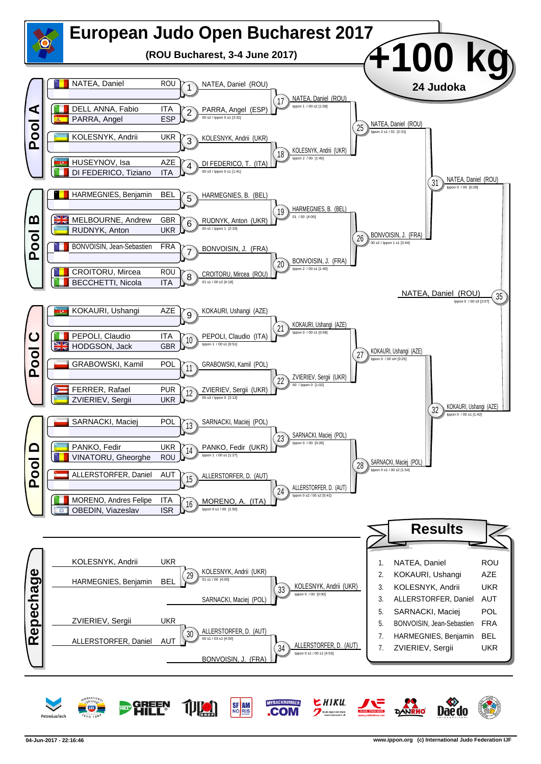# European Judo Open Bucharest 2017

**(ROU Bucharest, 3-4 June 2017)**

# +100 kg

**24 Judoka**

## Pool A

NATEA, Daniel ROU

DELL ANNA, Fabio ITA
PARRA, Angel ESP

KOLESNYK, Andrii UKR

HUSEYNOV, Isa AZE
DI FEDERICO, Tiziano ITA

1 NATEA, Daniel (ROU)

2 PARRA, Angel (ESP)
00 s2 / Ippon 0 s1 [3:31]

3 KOLESNYK, Andrii (UKR)

4 DI FEDERICO, T. (ITA)
00 s3 / Ippon 0 s1 [1:41]

17 NATEA, Daniel (ROU)
Ippon 1 / 00 s2 [1:59]

18 KOLESNYK, Andrii (UKR)
Ippon 2 / 00 [1:45]

25 NATEA, Daniel (ROU)
Ippon 2 s1 / 01 [2:31]

## Pool B

HARMEGNIES, Benjamin BEL

MELBOURNE, Andrew GBR
RUDNYK, Anton UKR

BONVOISIN, Jean-Sebastien FRA

CROITORU, Mircea ROU
BECCHETTI, Nicola ITA

5 HARMEGNIES, B. (BEL)

6 RUDNYK, Anton (UKR)
00 s1 / Ippon 1 [2:19]

7 BONVOISIN, J. (FRA)

8 CROITORU, Mircea (ROU)
01 s1 / 00 s2 [4:18]

19 HARMEGNIES, B. (BEL)
01 / 00 [4:00]

20 BONVOISIN, J. (FRA)
Ippon 2 / 00 s1 [1:40]

26 BONVOISIN, J. (FRA)
00 s2 / Ippon 1 s1 [3:44]

31 NATEA, Daniel (ROU)
Ippon 0 / 00 [0:29]

35 NATEA, Daniel (ROU)
Ippon 0 / 00 s3 [2:07]

## Pool C

KOKAURI, Ushangi AZE

PEPOLI, Claudio ITA
HODGSON, Jack GBR

GRABOWSKI, Kamil POL

FERRER, Rafael PUR
ZVIERIEV, Sergii UKR

9 KOKAURI, Ushangi (AZE)

10 PEPOLI, Claudio (ITA)
Ippon 1 / 00 s1 [0:51]

11 GRABOWSKI, Kamil (POL)

12 ZVIERIEV, Sergii (UKR)
00 s3 / Ippon 0 [2:13]

21 KOKAURI, Ushangi (AZE)
Ippon 0 / 00 s1 [0:59]

22 ZVIERIEV, Sergii (UKR)
00 / Ippon 0 [1:02]

27 KOKAURI, Ushangi (AZE)
Ippon 0 / 00 sH [3:25]

## Pool D

SARNACKI, Maciej POL

PANKO, Fedir UKR
VINATORU, Gheorghe ROU

ALLERSTORFER, Daniel AUT

MORENO, Andres Felipe ITA
OBEDIN, Viazeslav ISR

13 SARNACKI, Maciej (POL)

14 PANKO, Fedir (UKR)
Ippon 1 / 00 s1 [1:27]

15 ALLERSTORFER, D. (AUT)

16 MORENO, A. (ITA)
Ippon 0 s1 / 00 [1:50]

23 SARNACKI, Maciej (POL)
Ippon 0 / 00 [0:26]

24 ALLERSTORFER, D. (AUT)
Ippon 0 s2 / 00 s2 [5:41]

28 SARNACKI, Maciej (POL)
Ippon 0 s1 / 00 s2 [1:54]

32 KOKAURI, Ushangi (AZE)
Ippon 0 / 00 s1 [1:42]

## Repechage

KOLESNYK, Andrii UKR
HARMEGNIES, Benjamin BEL

29 KOLESNYK, Andrii (UKR)
01 s1 / 00 [4:00]

SARNACKI, Maciej (POL)

33 KOLESNYK, Andrii (UKR)
Ippon 0 / 00 [0:00]

ZVIERIEV, Sergii UKR
ALLERSTORFER, Daniel AUT

30 ALLERSTORFER, D. (AUT)
00 s1 / 03 s1 [4:00]

BONVOISIN, J. (FRA)

34 ALLERSTORFER, D. (AUT)
Ippon 0 s1 / 00 s1 [4:53]

## Results

| | | |
|---|---|---|
| 1. | NATEA, Daniel | ROU |
| 2. | KOKAURI, Ushangi | AZE |
| 3. | KOLESNYK, Andrii | UKR |
| 3. | ALLERSTORFER, Daniel | AUT |
| 5. | SARNACKI, Maciej | POL |
| 5. | BONVOISIN, Jean-Sebastien | FRA |
| 7. | HARMEGNIES, Benjamin | BEL |
| 7. | ZVIERIEV, Sergii | UKR |

04-Jun-2017 - 22:16:46

www.ippon.org (c) International Judo Federation IJF